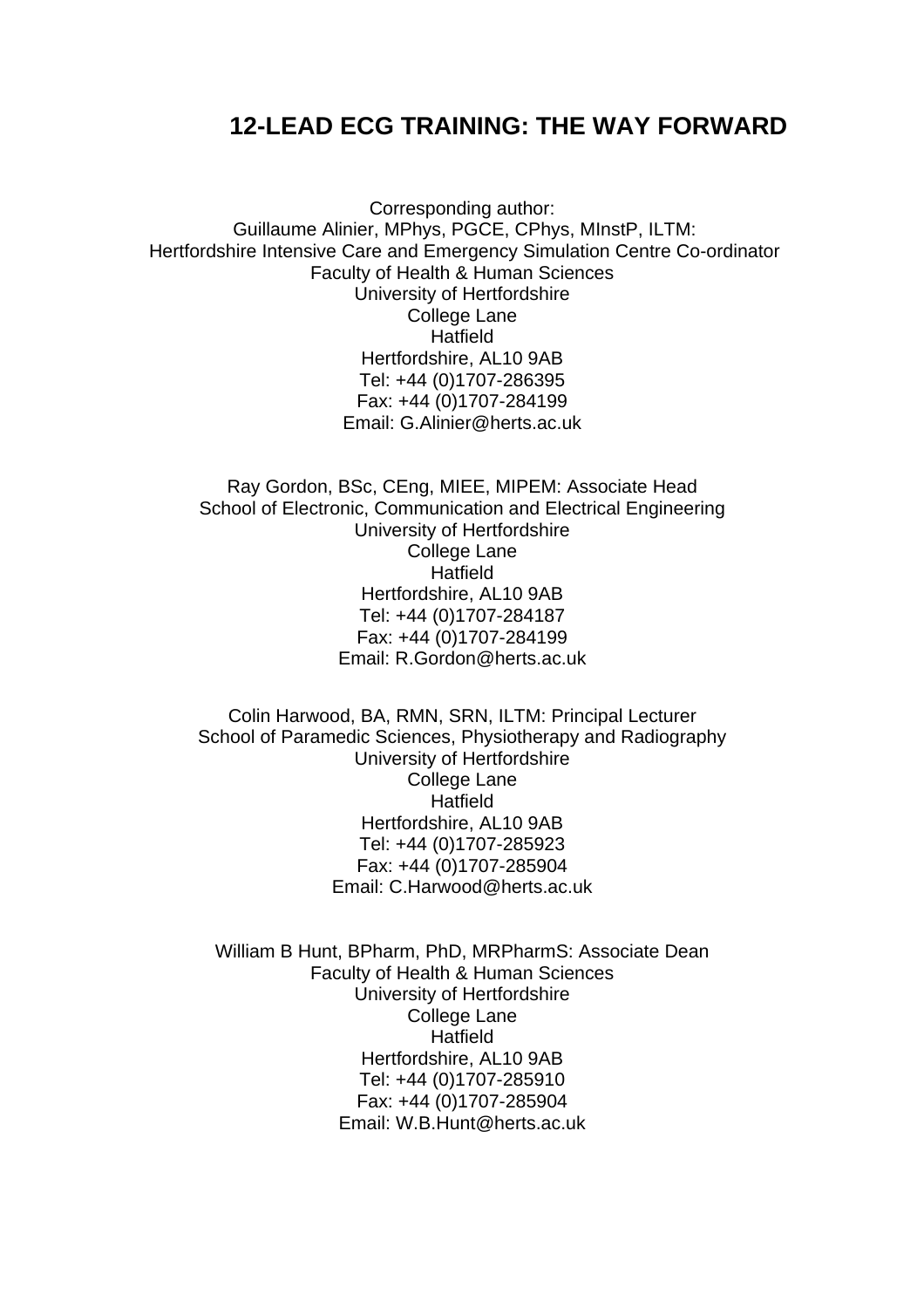# 12-LEAD ECG TRAINING: THE WAY FORWARD

Corresponding author:
Guillaume Alinier, MPhys, PGCE, CPhys, MInstP, ILTM:
Hertfordshire Intensive Care and Emergency Simulation Centre Co-ordinator
Faculty of Health & Human Sciences
University of Hertfordshire
College Lane
Hatfield
Hertfordshire, AL10 9AB
Tel: +44 (0)1707-286395
Fax: +44 (0)1707-284199
Email: G.Alinier@herts.ac.uk

Ray Gordon, BSc, CEng, MIEE, MIPEM: Associate Head
School of Electronic, Communication and Electrical Engineering
University of Hertfordshire
College Lane
Hatfield
Hertfordshire, AL10 9AB
Tel: +44 (0)1707-284187
Fax: +44 (0)1707-284199
Email: R.Gordon@herts.ac.uk

Colin Harwood, BA, RMN, SRN, ILTM: Principal Lecturer
School of Paramedic Sciences, Physiotherapy and Radiography
University of Hertfordshire
College Lane
Hatfield
Hertfordshire, AL10 9AB
Tel: +44 (0)1707-285923
Fax: +44 (0)1707-285904
Email: C.Harwood@herts.ac.uk

William B Hunt, BPharm, PhD, MRPharmS: Associate Dean
Faculty of Health & Human Sciences
University of Hertfordshire
College Lane
Hatfield
Hertfordshire, AL10 9AB
Tel: +44 (0)1707-285910
Fax: +44 (0)1707-285904
Email: W.B.Hunt@herts.ac.uk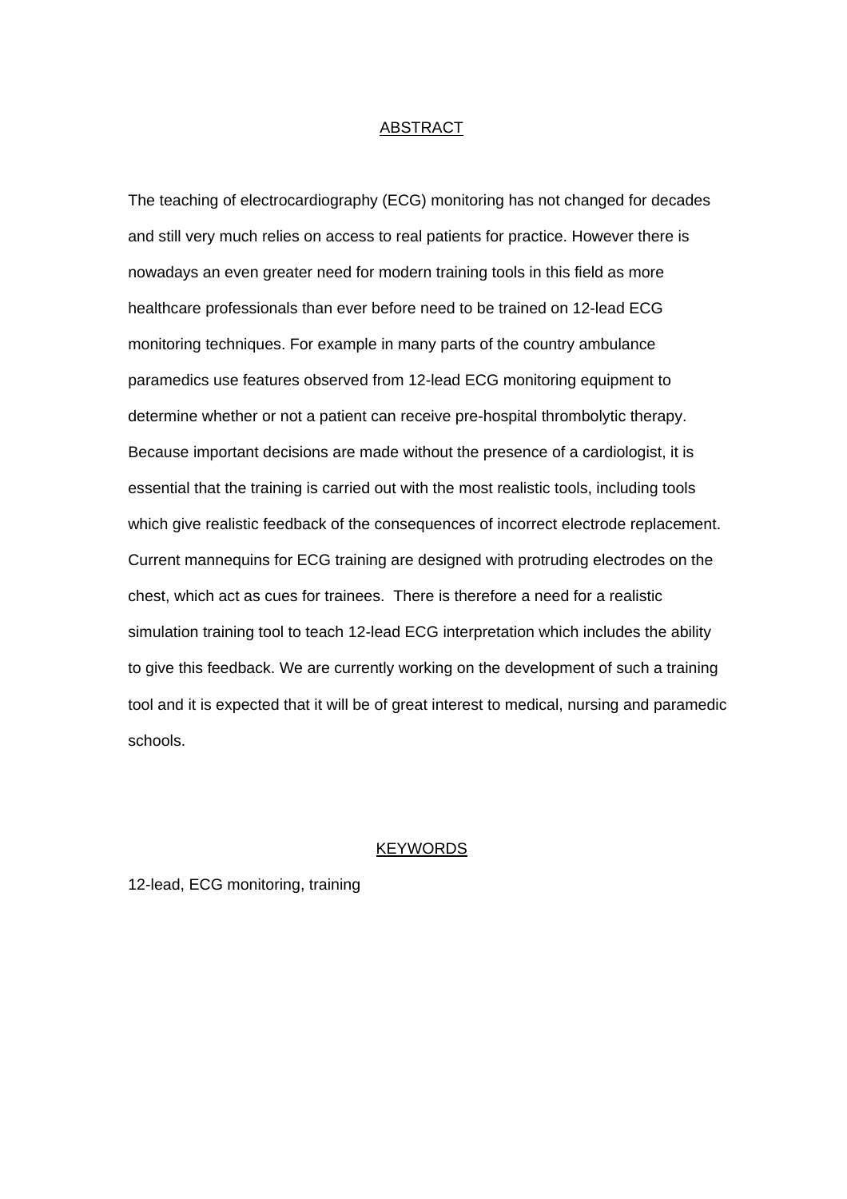## ABSTRACT

The teaching of electrocardiography (ECG) monitoring has not changed for decades and still very much relies on access to real patients for practice. However there is nowadays an even greater need for modern training tools in this field as more healthcare professionals than ever before need to be trained on 12-lead ECG monitoring techniques. For example in many parts of the country ambulance paramedics use features observed from 12-lead ECG monitoring equipment to determine whether or not a patient can receive pre-hospital thrombolytic therapy. Because important decisions are made without the presence of a cardiologist, it is essential that the training is carried out with the most realistic tools, including tools which give realistic feedback of the consequences of incorrect electrode replacement. Current mannequins for ECG training are designed with protruding electrodes on the chest, which act as cues for trainees. There is therefore a need for a realistic simulation training tool to teach 12-lead ECG interpretation which includes the ability to give this feedback. We are currently working on the development of such a training tool and it is expected that it will be of great interest to medical, nursing and paramedic schools.

## KEYWORDS

12-lead, ECG monitoring, training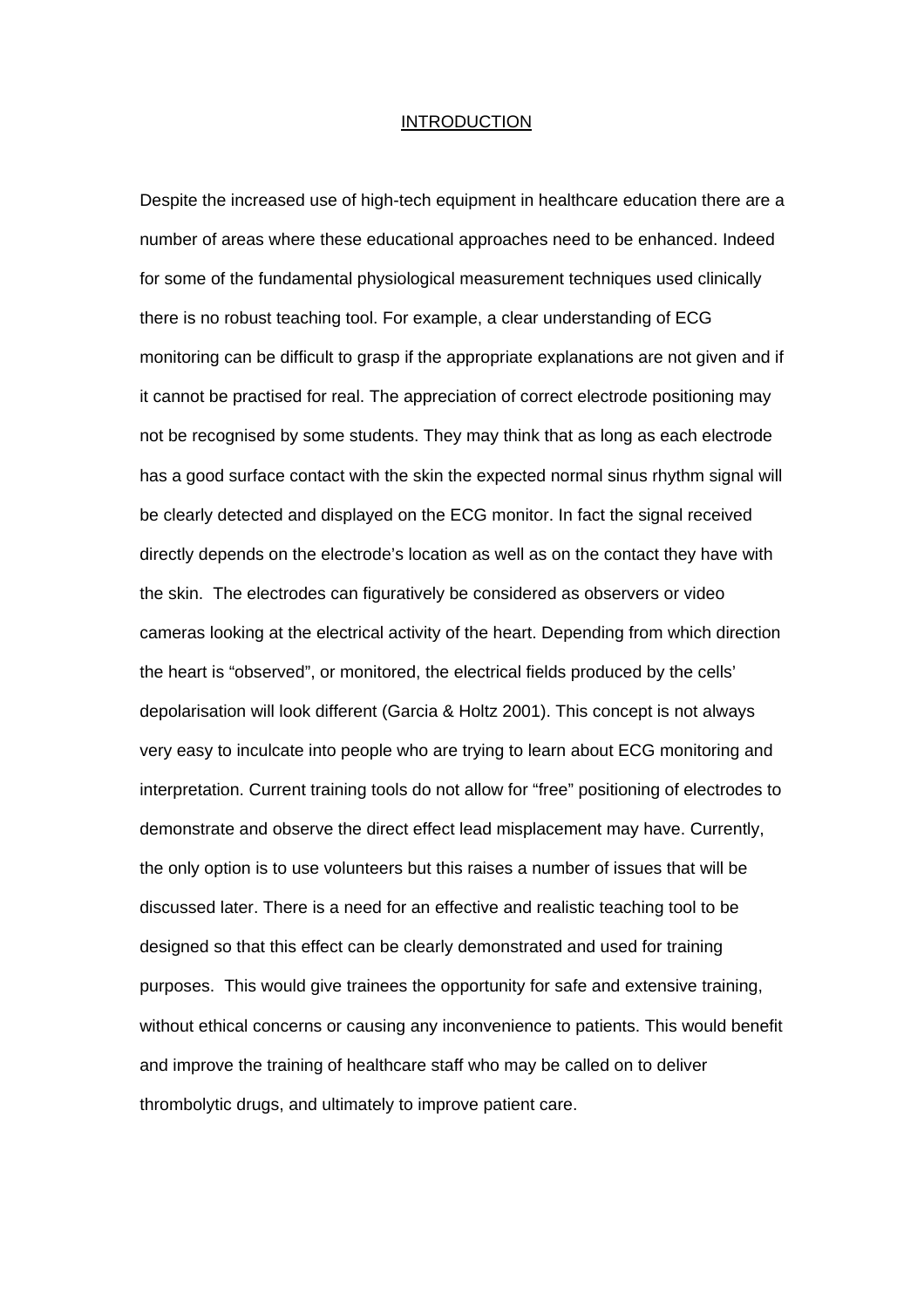# INTRODUCTION

Despite the increased use of high-tech equipment in healthcare education there are a number of areas where these educational approaches need to be enhanced. Indeed for some of the fundamental physiological measurement techniques used clinically there is no robust teaching tool. For example, a clear understanding of ECG monitoring can be difficult to grasp if the appropriate explanations are not given and if it cannot be practised for real. The appreciation of correct electrode positioning may not be recognised by some students. They may think that as long as each electrode has a good surface contact with the skin the expected normal sinus rhythm signal will be clearly detected and displayed on the ECG monitor. In fact the signal received directly depends on the electrode's location as well as on the contact they have with the skin. The electrodes can figuratively be considered as observers or video cameras looking at the electrical activity of the heart. Depending from which direction the heart is "observed", or monitored, the electrical fields produced by the cells' depolarisation will look different (Garcia & Holtz 2001). This concept is not always very easy to inculcate into people who are trying to learn about ECG monitoring and interpretation. Current training tools do not allow for "free" positioning of electrodes to demonstrate and observe the direct effect lead misplacement may have. Currently, the only option is to use volunteers but this raises a number of issues that will be discussed later. There is a need for an effective and realistic teaching tool to be designed so that this effect can be clearly demonstrated and used for training purposes. This would give trainees the opportunity for safe and extensive training, without ethical concerns or causing any inconvenience to patients. This would benefit and improve the training of healthcare staff who may be called on to deliver thrombolytic drugs, and ultimately to improve patient care.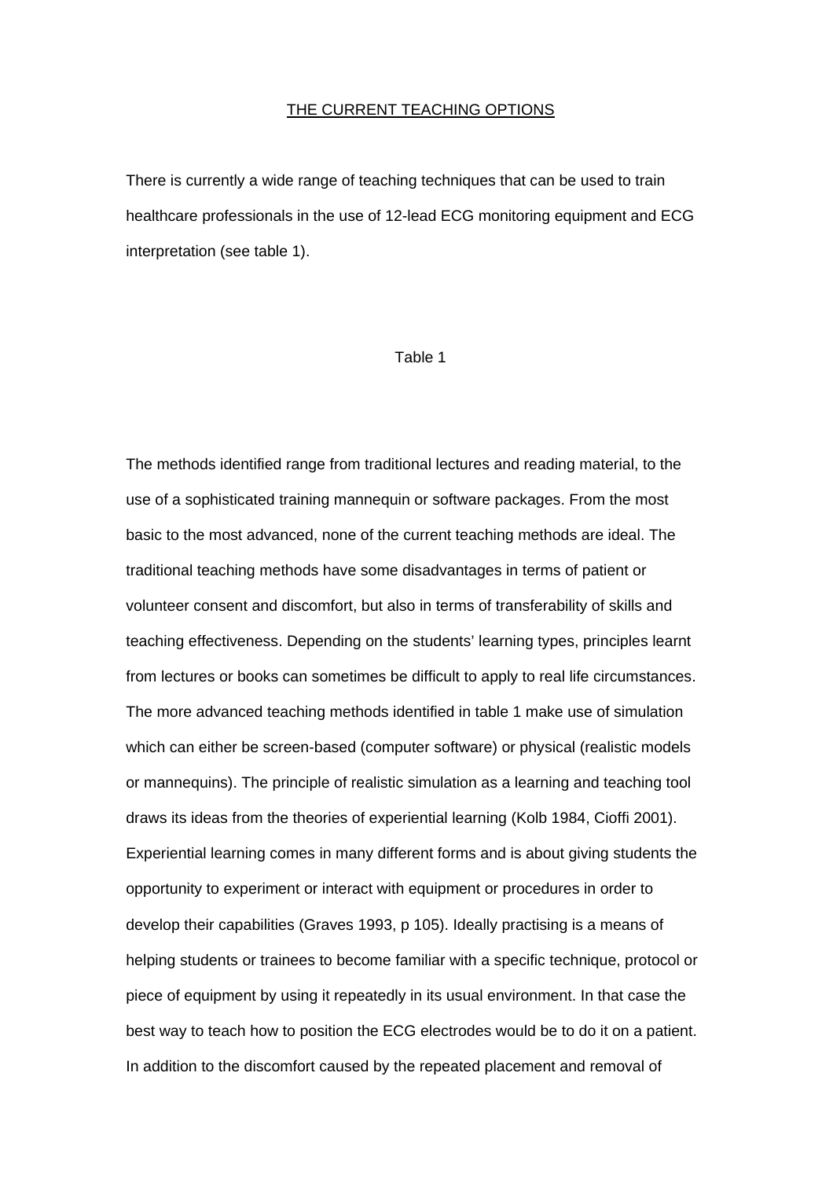## THE CURRENT TEACHING OPTIONS

There is currently a wide range of teaching techniques that can be used to train healthcare professionals in the use of 12-lead ECG monitoring equipment and ECG interpretation (see table 1).

Table 1

The methods identified range from traditional lectures and reading material, to the use of a sophisticated training mannequin or software packages. From the most basic to the most advanced, none of the current teaching methods are ideal. The traditional teaching methods have some disadvantages in terms of patient or volunteer consent and discomfort, but also in terms of transferability of skills and teaching effectiveness. Depending on the students' learning types, principles learnt from lectures or books can sometimes be difficult to apply to real life circumstances. The more advanced teaching methods identified in table 1 make use of simulation which can either be screen-based (computer software) or physical (realistic models or mannequins). The principle of realistic simulation as a learning and teaching tool draws its ideas from the theories of experiential learning (Kolb 1984, Cioffi 2001). Experiential learning comes in many different forms and is about giving students the opportunity to experiment or interact with equipment or procedures in order to develop their capabilities (Graves 1993, p 105). Ideally practising is a means of helping students or trainees to become familiar with a specific technique, protocol or piece of equipment by using it repeatedly in its usual environment. In that case the best way to teach how to position the ECG electrodes would be to do it on a patient. In addition to the discomfort caused by the repeated placement and removal of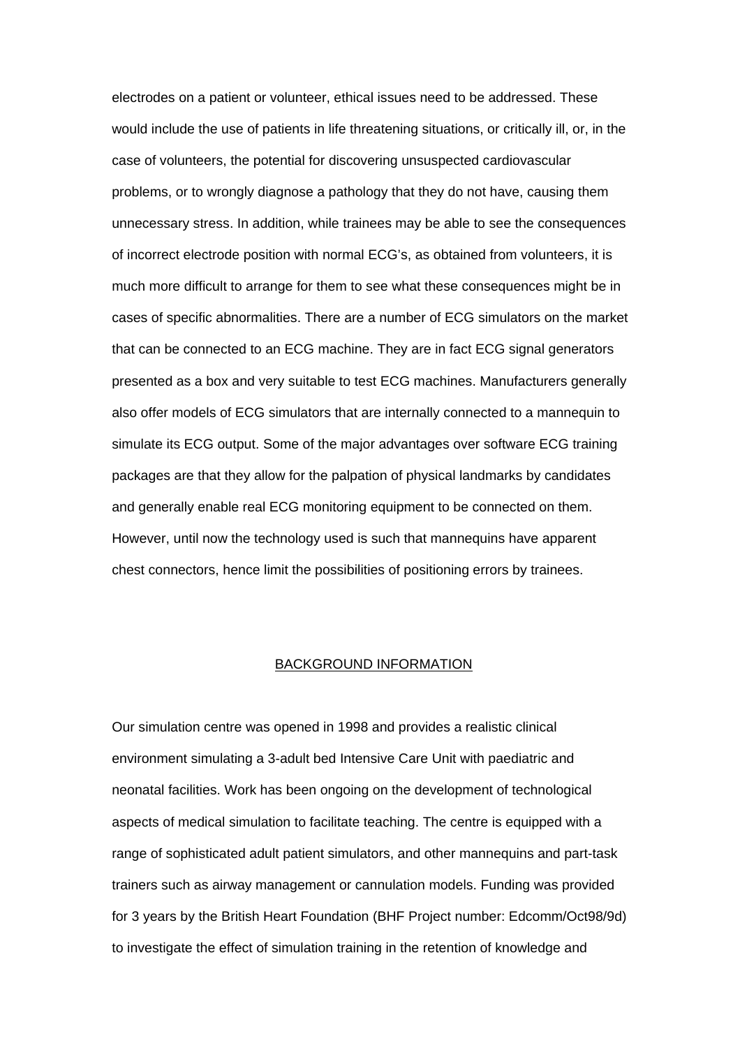electrodes on a patient or volunteer, ethical issues need to be addressed. These would include the use of patients in life threatening situations, or critically ill, or, in the case of volunteers, the potential for discovering unsuspected cardiovascular problems, or to wrongly diagnose a pathology that they do not have, causing them unnecessary stress. In addition, while trainees may be able to see the consequences of incorrect electrode position with normal ECG's, as obtained from volunteers, it is much more difficult to arrange for them to see what these consequences might be in cases of specific abnormalities. There are a number of ECG simulators on the market that can be connected to an ECG machine. They are in fact ECG signal generators presented as a box and very suitable to test ECG machines. Manufacturers generally also offer models of ECG simulators that are internally connected to a mannequin to simulate its ECG output. Some of the major advantages over software ECG training packages are that they allow for the palpation of physical landmarks by candidates and generally enable real ECG monitoring equipment to be connected on them. However, until now the technology used is such that mannequins have apparent chest connectors, hence limit the possibilities of positioning errors by trainees.

## BACKGROUND INFORMATION

Our simulation centre was opened in 1998 and provides a realistic clinical environment simulating a 3-adult bed Intensive Care Unit with paediatric and neonatal facilities. Work has been ongoing on the development of technological aspects of medical simulation to facilitate teaching. The centre is equipped with a range of sophisticated adult patient simulators, and other mannequins and part-task trainers such as airway management or cannulation models. Funding was provided for 3 years by the British Heart Foundation (BHF Project number: Edcomm/Oct98/9d) to investigate the effect of simulation training in the retention of knowledge and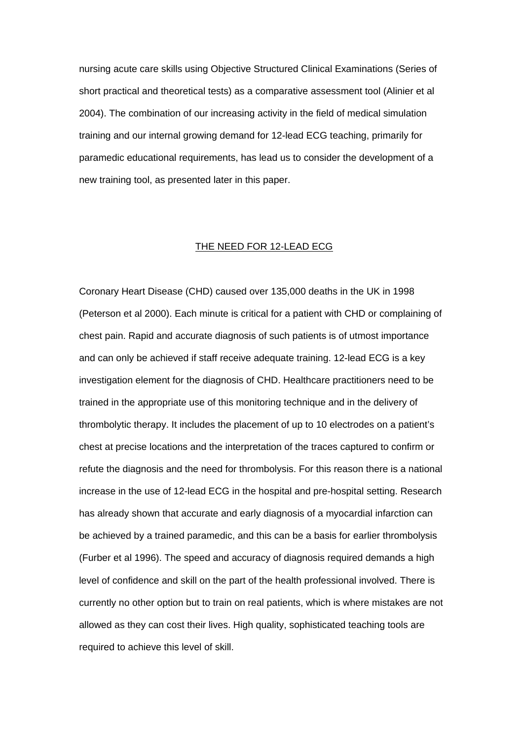nursing acute care skills using Objective Structured Clinical Examinations (Series of short practical and theoretical tests) as a comparative assessment tool (Alinier et al 2004). The combination of our increasing activity in the field of medical simulation training and our internal growing demand for 12-lead ECG teaching, primarily for paramedic educational requirements, has lead us to consider the development of a new training tool, as presented later in this paper.

## THE NEED FOR 12-LEAD ECG

Coronary Heart Disease (CHD) caused over 135,000 deaths in the UK in 1998 (Peterson et al 2000). Each minute is critical for a patient with CHD or complaining of chest pain. Rapid and accurate diagnosis of such patients is of utmost importance and can only be achieved if staff receive adequate training. 12-lead ECG is a key investigation element for the diagnosis of CHD. Healthcare practitioners need to be trained in the appropriate use of this monitoring technique and in the delivery of thrombolytic therapy. It includes the placement of up to 10 electrodes on a patient's chest at precise locations and the interpretation of the traces captured to confirm or refute the diagnosis and the need for thrombolysis. For this reason there is a national increase in the use of 12-lead ECG in the hospital and pre-hospital setting. Research has already shown that accurate and early diagnosis of a myocardial infarction can be achieved by a trained paramedic, and this can be a basis for earlier thrombolysis (Furber et al 1996). The speed and accuracy of diagnosis required demands a high level of confidence and skill on the part of the health professional involved. There is currently no other option but to train on real patients, which is where mistakes are not allowed as they can cost their lives. High quality, sophisticated teaching tools are required to achieve this level of skill.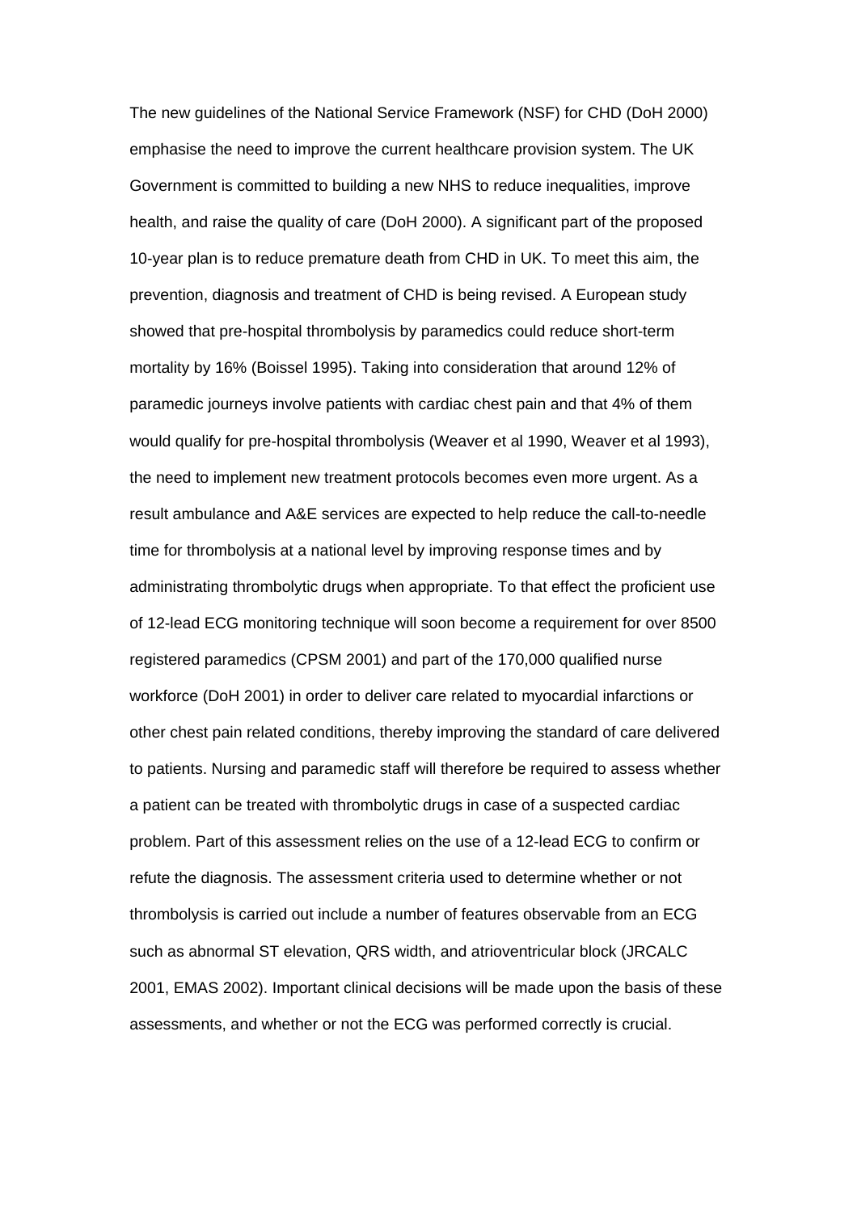The new guidelines of the National Service Framework (NSF) for CHD (DoH 2000) emphasise the need to improve the current healthcare provision system. The UK Government is committed to building a new NHS to reduce inequalities, improve health, and raise the quality of care (DoH 2000). A significant part of the proposed 10-year plan is to reduce premature death from CHD in UK. To meet this aim, the prevention, diagnosis and treatment of CHD is being revised. A European study showed that pre-hospital thrombolysis by paramedics could reduce short-term mortality by 16% (Boissel 1995). Taking into consideration that around 12% of paramedic journeys involve patients with cardiac chest pain and that 4% of them would qualify for pre-hospital thrombolysis (Weaver et al 1990, Weaver et al 1993), the need to implement new treatment protocols becomes even more urgent. As a result ambulance and A&E services are expected to help reduce the call-to-needle time for thrombolysis at a national level by improving response times and by administrating thrombolytic drugs when appropriate. To that effect the proficient use of 12-lead ECG monitoring technique will soon become a requirement for over 8500 registered paramedics (CPSM 2001) and part of the 170,000 qualified nurse workforce (DoH 2001) in order to deliver care related to myocardial infarctions or other chest pain related conditions, thereby improving the standard of care delivered to patients. Nursing and paramedic staff will therefore be required to assess whether a patient can be treated with thrombolytic drugs in case of a suspected cardiac problem. Part of this assessment relies on the use of a 12-lead ECG to confirm or refute the diagnosis. The assessment criteria used to determine whether or not thrombolysis is carried out include a number of features observable from an ECG such as abnormal ST elevation, QRS width, and atrioventricular block (JRCALC 2001, EMAS 2002). Important clinical decisions will be made upon the basis of these assessments, and whether or not the ECG was performed correctly is crucial.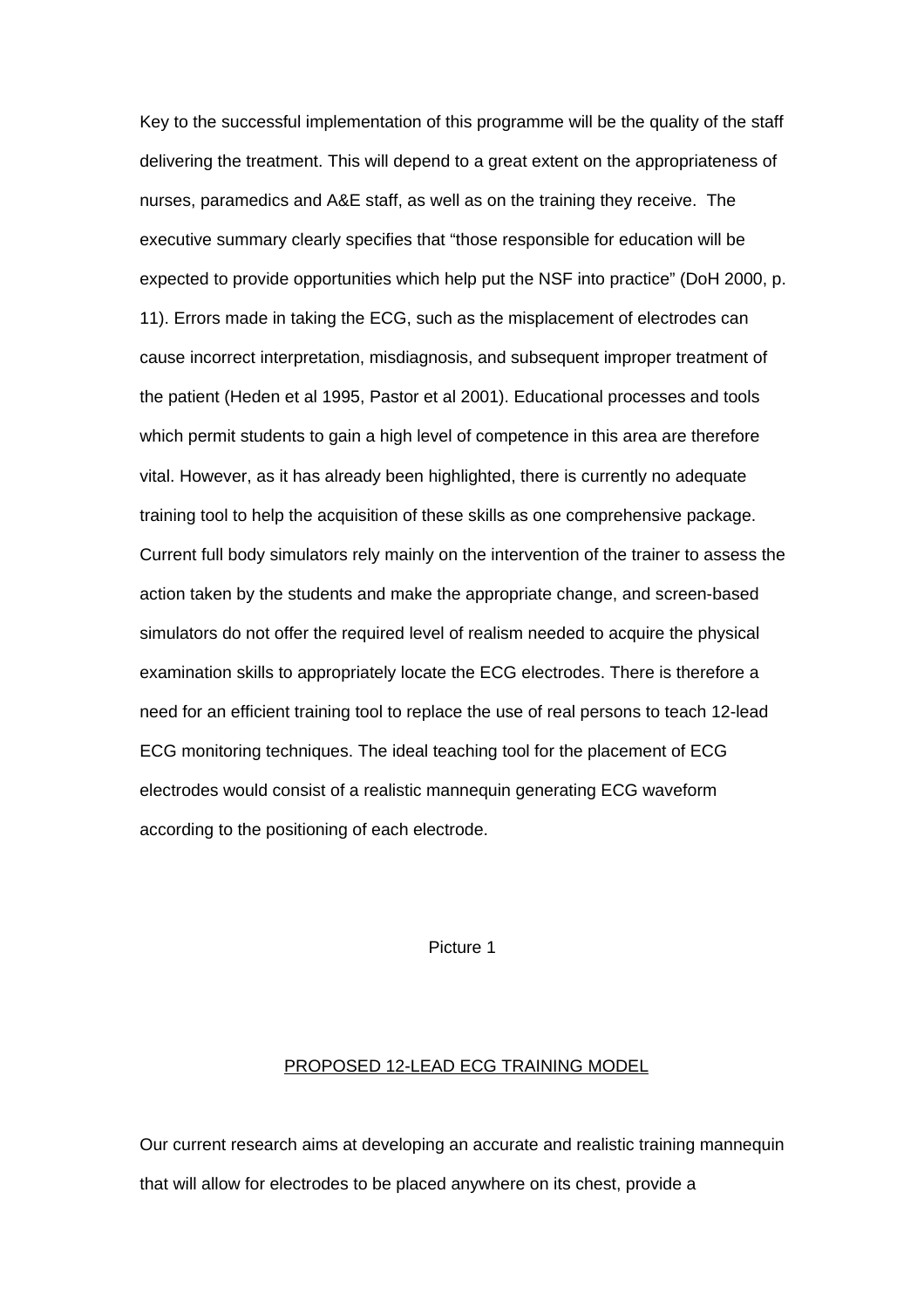Key to the successful implementation of this programme will be the quality of the staff delivering the treatment. This will depend to a great extent on the appropriateness of nurses, paramedics and A&E staff, as well as on the training they receive. The executive summary clearly specifies that "those responsible for education will be expected to provide opportunities which help put the NSF into practice" (DoH 2000, p. 11). Errors made in taking the ECG, such as the misplacement of electrodes can cause incorrect interpretation, misdiagnosis, and subsequent improper treatment of the patient (Heden et al 1995, Pastor et al 2001). Educational processes and tools which permit students to gain a high level of competence in this area are therefore vital. However, as it has already been highlighted, there is currently no adequate training tool to help the acquisition of these skills as one comprehensive package. Current full body simulators rely mainly on the intervention of the trainer to assess the action taken by the students and make the appropriate change, and screen-based simulators do not offer the required level of realism needed to acquire the physical examination skills to appropriately locate the ECG electrodes. There is therefore a need for an efficient training tool to replace the use of real persons to teach 12-lead ECG monitoring techniques. The ideal teaching tool for the placement of ECG electrodes would consist of a realistic mannequin generating ECG waveform according to the positioning of each electrode.

Picture 1

## PROPOSED 12-LEAD ECG TRAINING MODEL

Our current research aims at developing an accurate and realistic training mannequin that will allow for electrodes to be placed anywhere on its chest, provide a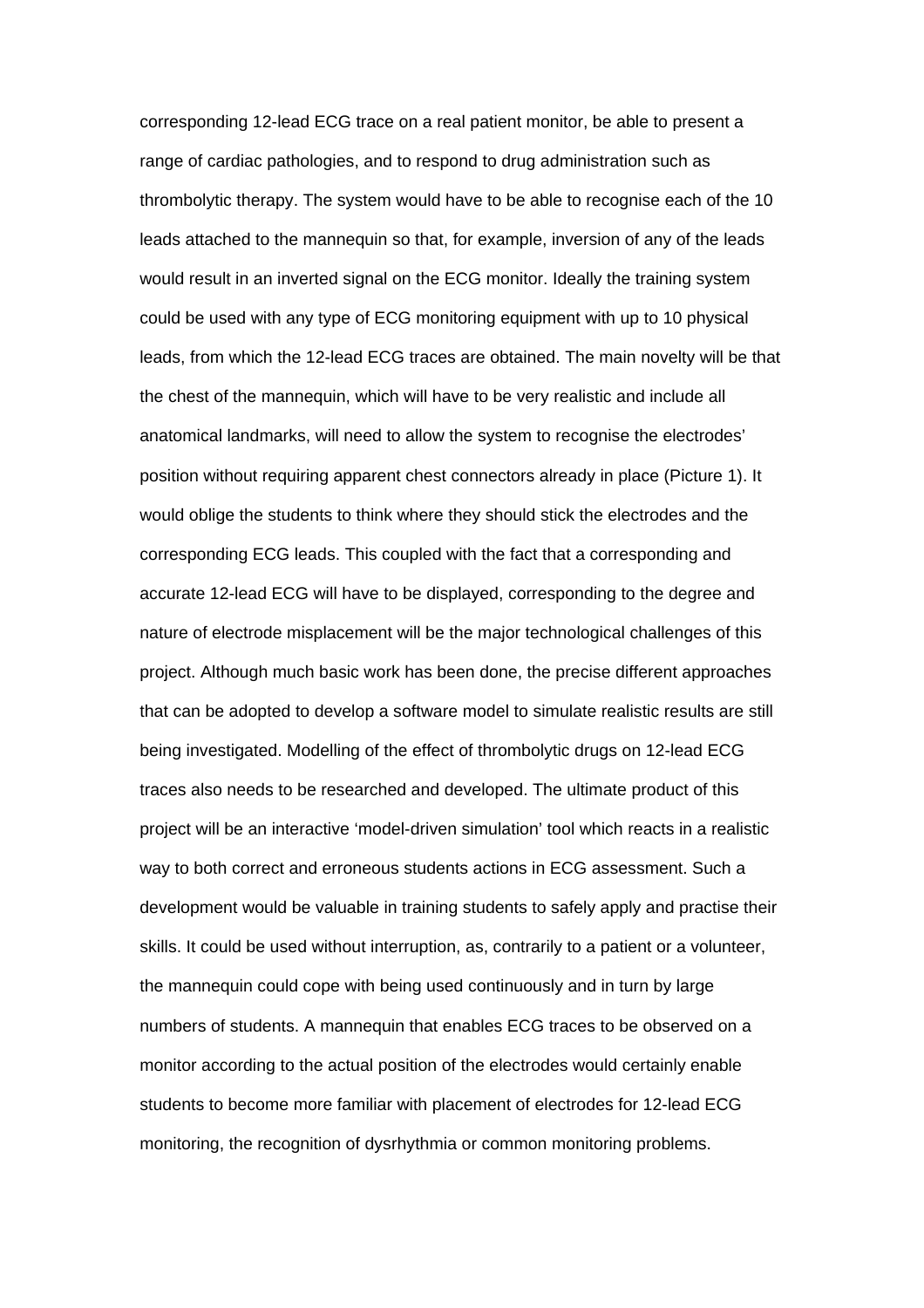corresponding 12-lead ECG trace on a real patient monitor, be able to present a range of cardiac pathologies, and to respond to drug administration such as thrombolytic therapy. The system would have to be able to recognise each of the 10 leads attached to the mannequin so that, for example, inversion of any of the leads would result in an inverted signal on the ECG monitor. Ideally the training system could be used with any type of ECG monitoring equipment with up to 10 physical leads, from which the 12-lead ECG traces are obtained. The main novelty will be that the chest of the mannequin, which will have to be very realistic and include all anatomical landmarks, will need to allow the system to recognise the electrodes' position without requiring apparent chest connectors already in place (Picture 1). It would oblige the students to think where they should stick the electrodes and the corresponding ECG leads. This coupled with the fact that a corresponding and accurate 12-lead ECG will have to be displayed, corresponding to the degree and nature of electrode misplacement will be the major technological challenges of this project. Although much basic work has been done, the precise different approaches that can be adopted to develop a software model to simulate realistic results are still being investigated. Modelling of the effect of thrombolytic drugs on 12-lead ECG traces also needs to be researched and developed. The ultimate product of this project will be an interactive 'model-driven simulation' tool which reacts in a realistic way to both correct and erroneous students actions in ECG assessment. Such a development would be valuable in training students to safely apply and practise their skills. It could be used without interruption, as, contrarily to a patient or a volunteer, the mannequin could cope with being used continuously and in turn by large numbers of students. A mannequin that enables ECG traces to be observed on a monitor according to the actual position of the electrodes would certainly enable students to become more familiar with placement of electrodes for 12-lead ECG monitoring, the recognition of dysrhythmia or common monitoring problems.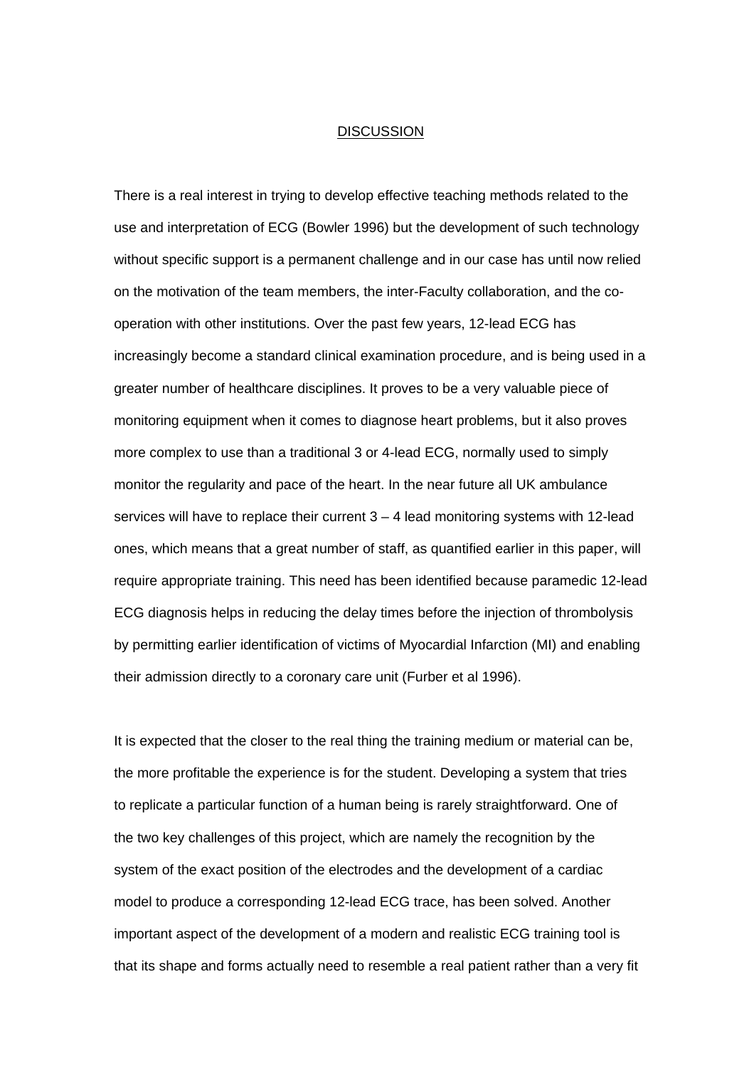## DISCUSSION

There is a real interest in trying to develop effective teaching methods related to the use and interpretation of ECG (Bowler 1996) but the development of such technology without specific support is a permanent challenge and in our case has until now relied on the motivation of the team members, the inter-Faculty collaboration, and the co-operation with other institutions. Over the past few years, 12-lead ECG has increasingly become a standard clinical examination procedure, and is being used in a greater number of healthcare disciplines. It proves to be a very valuable piece of monitoring equipment when it comes to diagnose heart problems, but it also proves more complex to use than a traditional 3 or 4-lead ECG, normally used to simply monitor the regularity and pace of the heart. In the near future all UK ambulance services will have to replace their current 3 – 4 lead monitoring systems with 12-lead ones, which means that a great number of staff, as quantified earlier in this paper, will require appropriate training. This need has been identified because paramedic 12-lead ECG diagnosis helps in reducing the delay times before the injection of thrombolysis by permitting earlier identification of victims of Myocardial Infarction (MI) and enabling their admission directly to a coronary care unit (Furber et al 1996).

It is expected that the closer to the real thing the training medium or material can be, the more profitable the experience is for the student. Developing a system that tries to replicate a particular function of a human being is rarely straightforward. One of the two key challenges of this project, which are namely the recognition by the system of the exact position of the electrodes and the development of a cardiac model to produce a corresponding 12-lead ECG trace, has been solved. Another important aspect of the development of a modern and realistic ECG training tool is that its shape and forms actually need to resemble a real patient rather than a very fit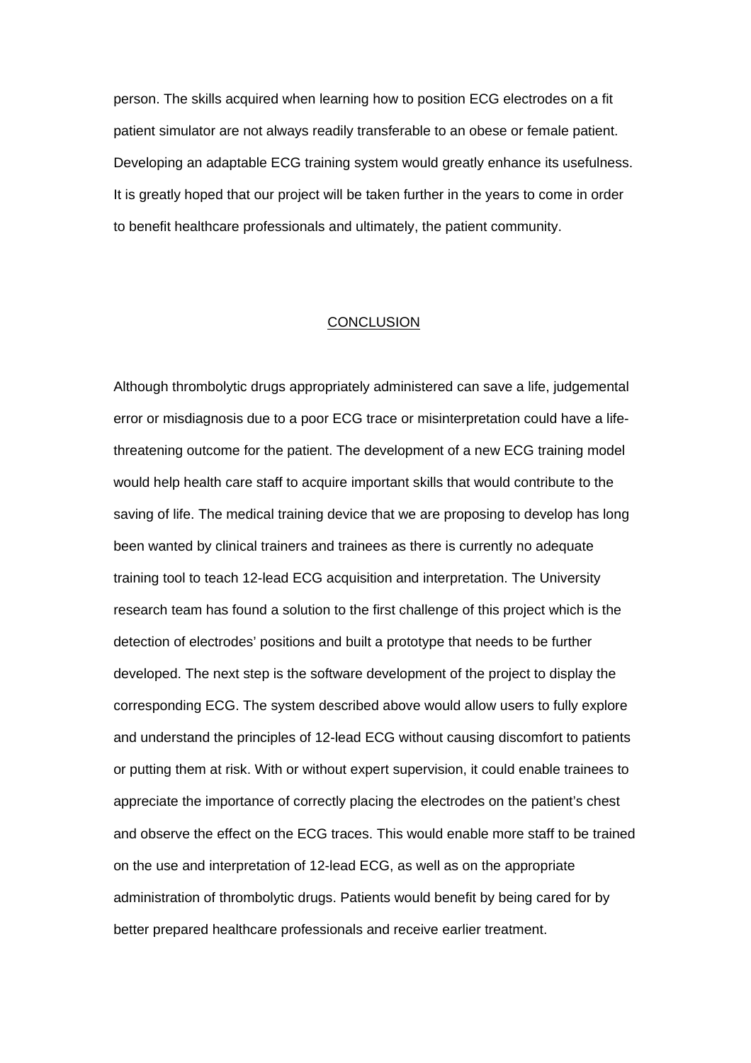person. The skills acquired when learning how to position ECG electrodes on a fit patient simulator are not always readily transferable to an obese or female patient. Developing an adaptable ECG training system would greatly enhance its usefulness. It is greatly hoped that our project will be taken further in the years to come in order to benefit healthcare professionals and ultimately, the patient community.

## CONCLUSION

Although thrombolytic drugs appropriately administered can save a life, judgemental error or misdiagnosis due to a poor ECG trace or misinterpretation could have a life-threatening outcome for the patient. The development of a new ECG training model would help health care staff to acquire important skills that would contribute to the saving of life. The medical training device that we are proposing to develop has long been wanted by clinical trainers and trainees as there is currently no adequate training tool to teach 12-lead ECG acquisition and interpretation. The University research team has found a solution to the first challenge of this project which is the detection of electrodes' positions and built a prototype that needs to be further developed. The next step is the software development of the project to display the corresponding ECG. The system described above would allow users to fully explore and understand the principles of 12-lead ECG without causing discomfort to patients or putting them at risk. With or without expert supervision, it could enable trainees to appreciate the importance of correctly placing the electrodes on the patient's chest and observe the effect on the ECG traces. This would enable more staff to be trained on the use and interpretation of 12-lead ECG, as well as on the appropriate administration of thrombolytic drugs. Patients would benefit by being cared for by better prepared healthcare professionals and receive earlier treatment.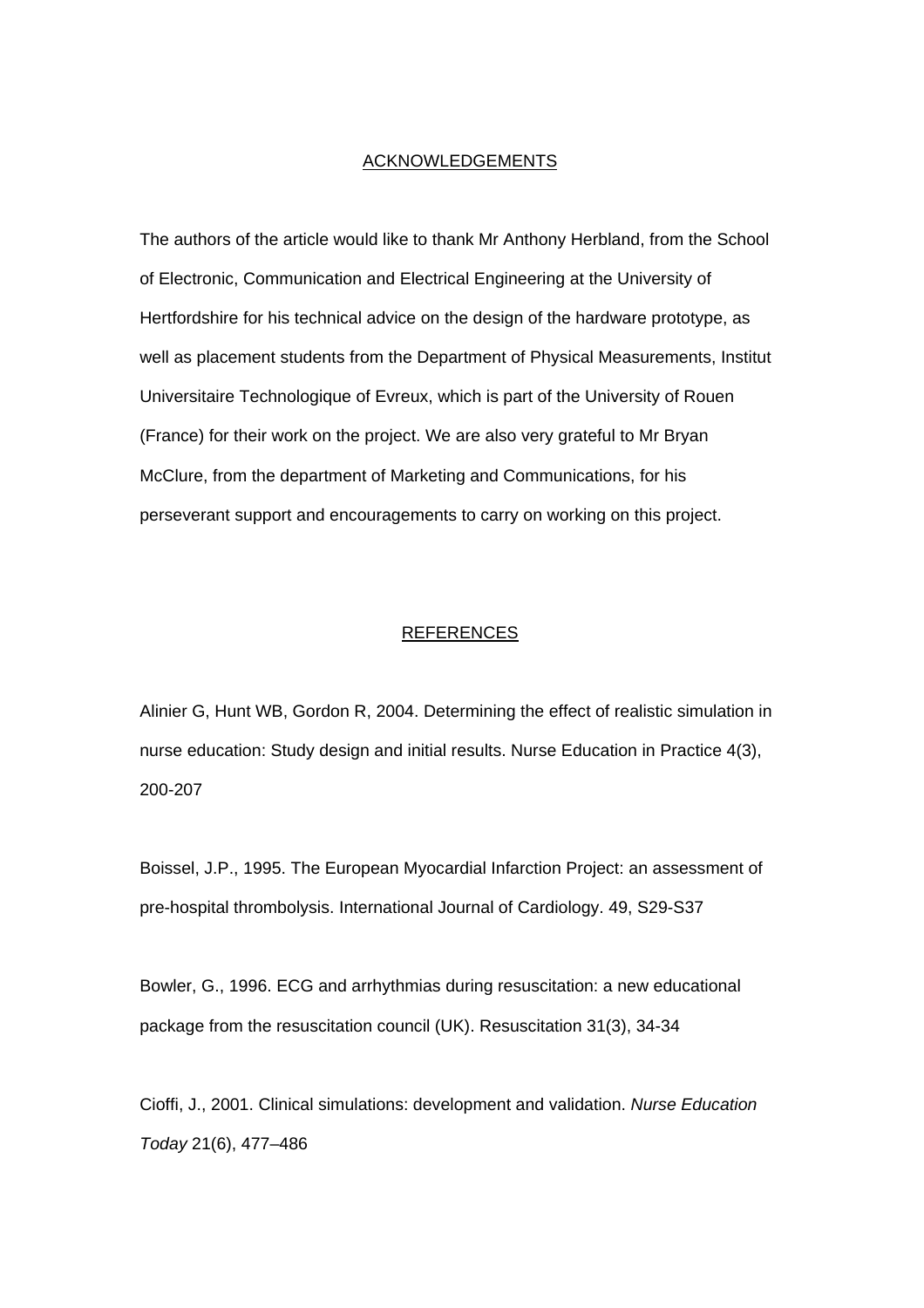## ACKNOWLEDGEMENTS

The authors of the article would like to thank Mr Anthony Herbland, from the School of Electronic, Communication and Electrical Engineering at the University of Hertfordshire for his technical advice on the design of the hardware prototype, as well as placement students from the Department of Physical Measurements, Institut Universitaire Technologique of Evreux, which is part of the University of Rouen (France) for their work on the project. We are also very grateful to Mr Bryan McClure, from the department of Marketing and Communications, for his perseverant support and encouragements to carry on working on this project.

## REFERENCES

Alinier G, Hunt WB, Gordon R, 2004. Determining the effect of realistic simulation in nurse education: Study design and initial results. Nurse Education in Practice 4(3), 200-207

Boissel, J.P., 1995. The European Myocardial Infarction Project: an assessment of pre-hospital thrombolysis. International Journal of Cardiology. 49, S29-S37

Bowler, G., 1996. ECG and arrhythmias during resuscitation: a new educational package from the resuscitation council (UK). Resuscitation 31(3), 34-34

Cioffi, J., 2001. Clinical simulations: development and validation. *Nurse Education Today* 21(6), 477–486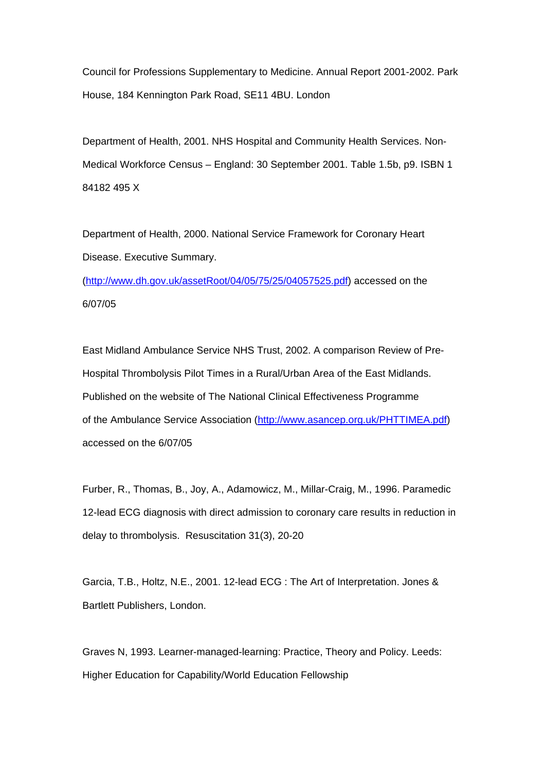Council for Professions Supplementary to Medicine. Annual Report 2001-2002. Park House, 184 Kennington Park Road, SE11 4BU. London

Department of Health, 2001. NHS Hospital and Community Health Services. Non-Medical Workforce Census – England: 30 September 2001. Table 1.5b, p9. ISBN 1 84182 495 X

Department of Health, 2000. National Service Framework for Coronary Heart Disease. Executive Summary. (http://www.dh.gov.uk/assetRoot/04/05/75/25/04057525.pdf) accessed on the 6/07/05

East Midland Ambulance Service NHS Trust, 2002. A comparison Review of Pre-Hospital Thrombolysis Pilot Times in a Rural/Urban Area of the East Midlands. Published on the website of The National Clinical Effectiveness Programme of the Ambulance Service Association (http://www.asancep.org.uk/PHTTIMEA.pdf) accessed on the 6/07/05

Furber, R., Thomas, B., Joy, A., Adamowicz, M., Millar-Craig, M., 1996. Paramedic 12-lead ECG diagnosis with direct admission to coronary care results in reduction in delay to thrombolysis. Resuscitation 31(3), 20-20

Garcia, T.B., Holtz, N.E., 2001. 12-lead ECG : The Art of Interpretation. Jones & Bartlett Publishers, London.

Graves N, 1993. Learner-managed-learning: Practice, Theory and Policy. Leeds: Higher Education for Capability/World Education Fellowship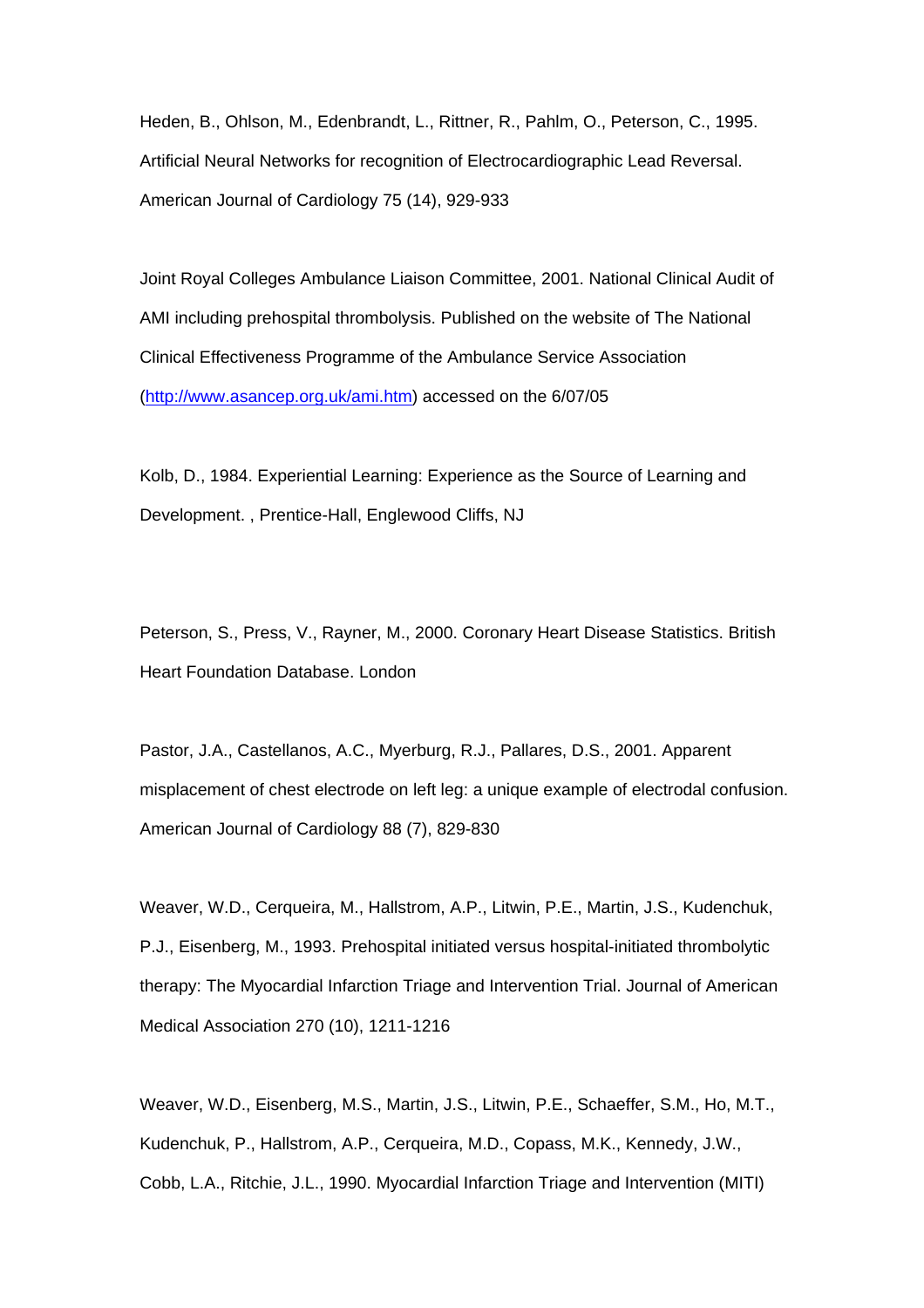Heden, B., Ohlson, M., Edenbrandt, L., Rittner, R., Pahlm, O., Peterson, C., 1995. Artificial Neural Networks for recognition of Electrocardiographic Lead Reversal. American Journal of Cardiology 75 (14), 929-933

Joint Royal Colleges Ambulance Liaison Committee, 2001. National Clinical Audit of AMI including prehospital thrombolysis. Published on the website of The National Clinical Effectiveness Programme of the Ambulance Service Association (http://www.asancep.org.uk/ami.htm) accessed on the 6/07/05

Kolb, D., 1984. Experiential Learning: Experience as the Source of Learning and Development. , Prentice-Hall, Englewood Cliffs, NJ

Peterson, S., Press, V., Rayner, M., 2000. Coronary Heart Disease Statistics. British Heart Foundation Database. London

Pastor, J.A., Castellanos, A.C., Myerburg, R.J., Pallares, D.S., 2001. Apparent misplacement of chest electrode on left leg: a unique example of electrodal confusion. American Journal of Cardiology 88 (7), 829-830

Weaver, W.D., Cerqueira, M., Hallstrom, A.P., Litwin, P.E., Martin, J.S., Kudenchuk, P.J., Eisenberg, M., 1993. Prehospital initiated versus hospital-initiated thrombolytic therapy: The Myocardial Infarction Triage and Intervention Trial. Journal of American Medical Association 270 (10), 1211-1216

Weaver, W.D., Eisenberg, M.S., Martin, J.S., Litwin, P.E., Schaeffer, S.M., Ho, M.T., Kudenchuk, P., Hallstrom, A.P., Cerqueira, M.D., Copass, M.K., Kennedy, J.W., Cobb, L.A., Ritchie, J.L., 1990. Myocardial Infarction Triage and Intervention (MITI)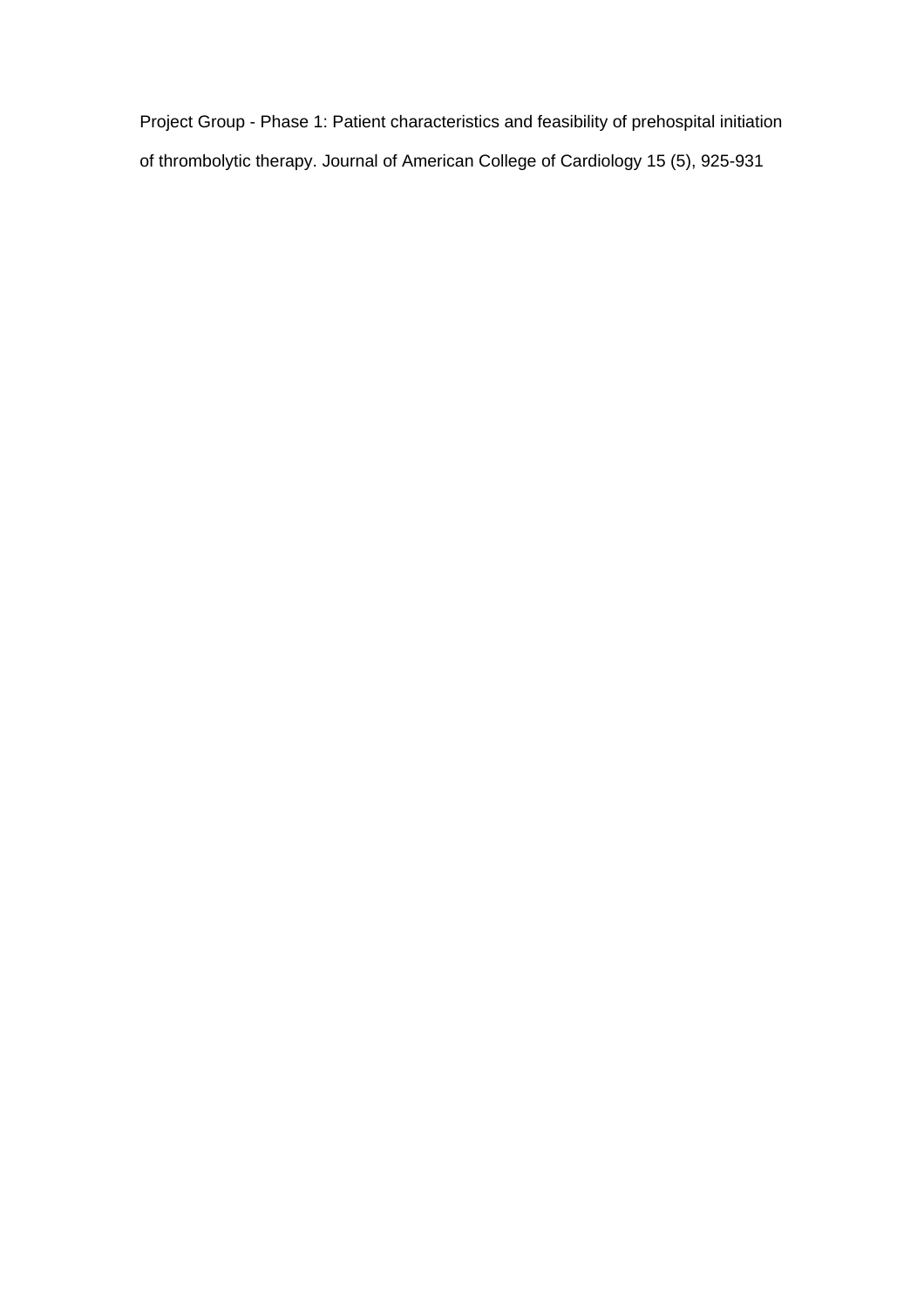Project Group - Phase 1: Patient characteristics and feasibility of prehospital initiation of thrombolytic therapy. Journal of American College of Cardiology 15 (5), 925-931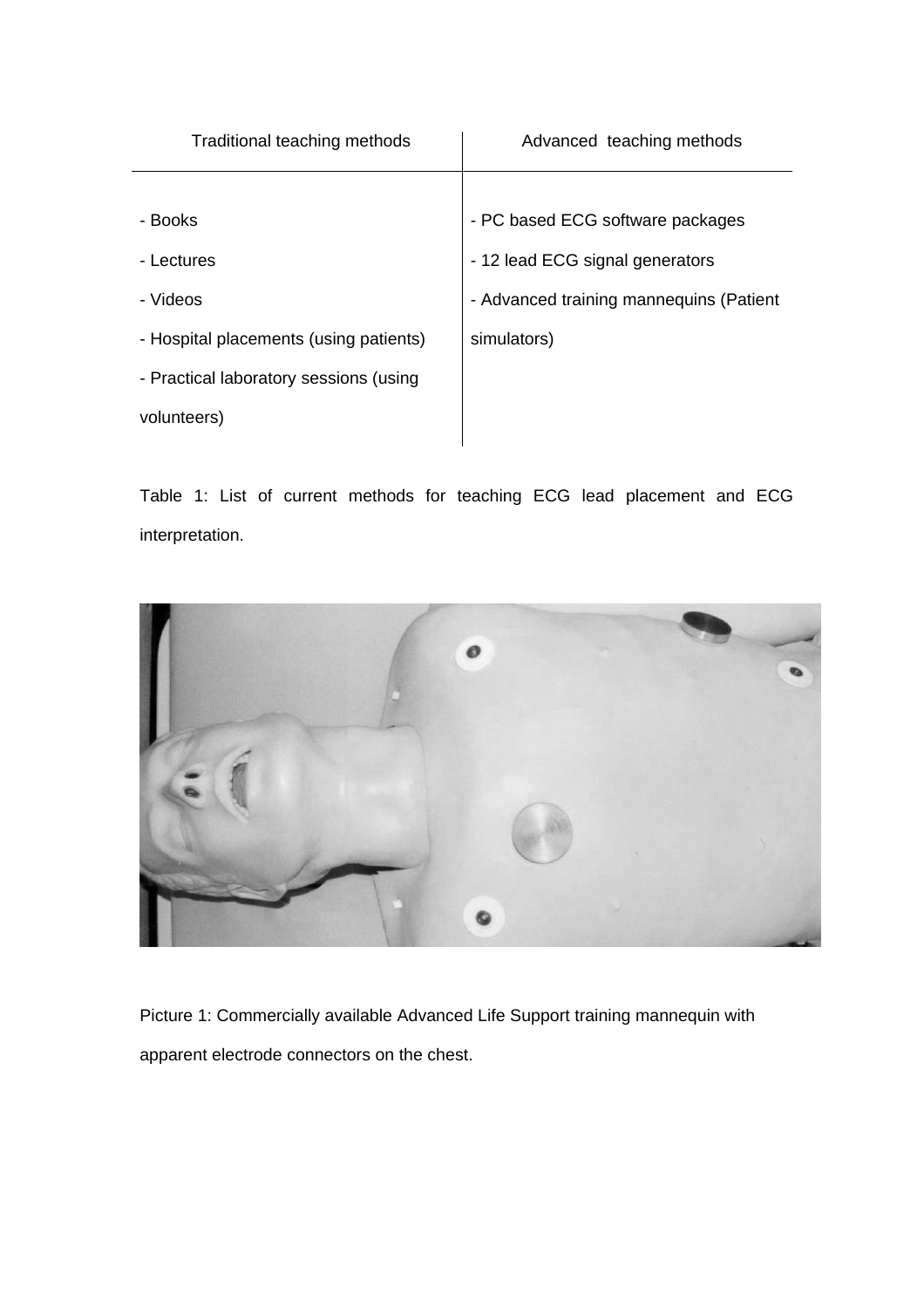| Traditional teaching methods | Advanced teaching methods |
|---|---|
| - Books | - PC based ECG software packages |
| - Lectures | - 12 lead ECG signal generators |
| - Videos | - Advanced training mannequins (Patient simulators) |
| - Hospital placements (using patients) | |
| - Practical laboratory sessions (using volunteers) | |

Table 1: List of current methods for teaching ECG lead placement and ECG interpretation.

Picture 1: Commercially available Advanced Life Support training mannequin with apparent electrode connectors on the chest.